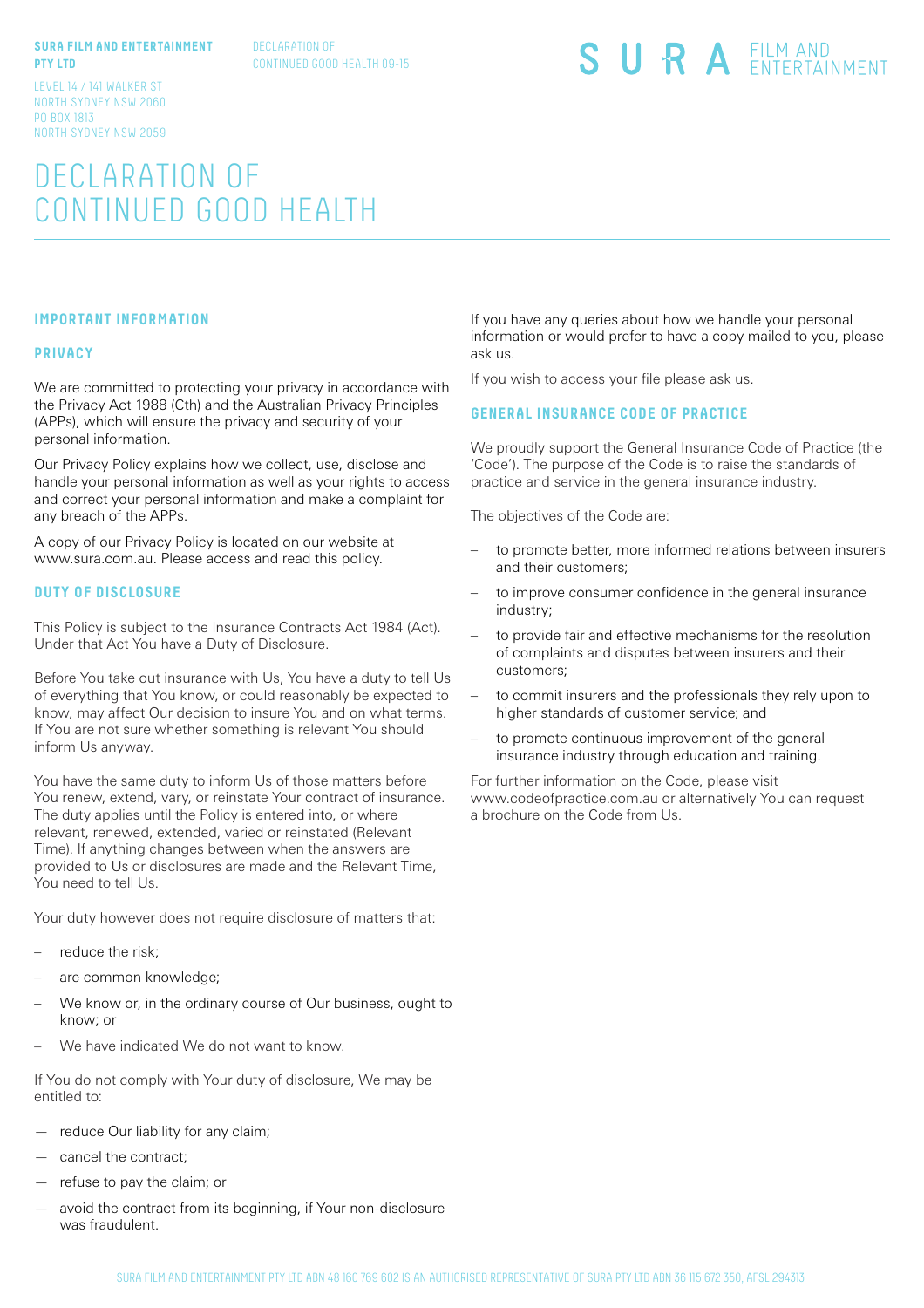**SURA FILM AND ENTERTAINMENT PTY LTD**

LEVEL 14 / 141 WALKER ST
NORTH SYDNEY NSW 2060
PO BOX 1813
NORTH SYDNEY NSW 2059

DECLARATION OF CONTINUED GOOD HEALTH 09-15

SURA FILM AND ENTERTAINMENT

# DECLARATION OF CONTINUED GOOD HEALTH

## IMPORTANT INFORMATION

### PRIVACY

We are committed to protecting your privacy in accordance with the Privacy Act 1988 (Cth) and the Australian Privacy Principles (APPs), which will ensure the privacy and security of your personal information.

Our Privacy Policy explains how we collect, use, disclose and handle your personal information as well as your rights to access and correct your personal information and make a complaint for any breach of the APPs.

A copy of our Privacy Policy is located on our website at www.sura.com.au. Please access and read this policy.

### DUTY OF DISCLOSURE

This Policy is subject to the Insurance Contracts Act 1984 (Act). Under that Act You have a Duty of Disclosure.

Before You take out insurance with Us, You have a duty to tell Us of everything that You know, or could reasonably be expected to know, may affect Our decision to insure You and on what terms. If You are not sure whether something is relevant You should inform Us anyway.

You have the same duty to inform Us of those matters before You renew, extend, vary, or reinstate Your contract of insurance. The duty applies until the Policy is entered into, or where relevant, renewed, extended, varied or reinstated (Relevant Time). If anything changes between when the answers are provided to Us or disclosures are made and the Relevant Time, You need to tell Us.

Your duty however does not require disclosure of matters that:

- reduce the risk;
- are common knowledge;
- We know or, in the ordinary course of Our business, ought to know; or
- We have indicated We do not want to know.

If You do not comply with Your duty of disclosure, We may be entitled to:

- reduce Our liability for any claim;
- cancel the contract;
- refuse to pay the claim; or
- avoid the contract from its beginning, if Your non-disclosure was fraudulent.

If you have any queries about how we handle your personal information or would prefer to have a copy mailed to you, please ask us.

If you wish to access your file please ask us.

### GENERAL INSURANCE CODE OF PRACTICE

We proudly support the General Insurance Code of Practice (the 'Code'). The purpose of the Code is to raise the standards of practice and service in the general insurance industry.

The objectives of the Code are:

- to promote better, more informed relations between insurers and their customers;
- to improve consumer confidence in the general insurance industry;
- to provide fair and effective mechanisms for the resolution of complaints and disputes between insurers and their customers;
- to commit insurers and the professionals they rely upon to higher standards of customer service; and
- to promote continuous improvement of the general insurance industry through education and training.

For further information on the Code, please visit www.codeofpractice.com.au or alternatively You can request a brochure on the Code from Us.

SURA FILM AND ENTERTAINMENT PTY LTD ABN 48 160 769 602 IS AN AUTHORISED REPRESENTATIVE OF SURA PTY LTD ABN 36 115 672 350, AFSL 294313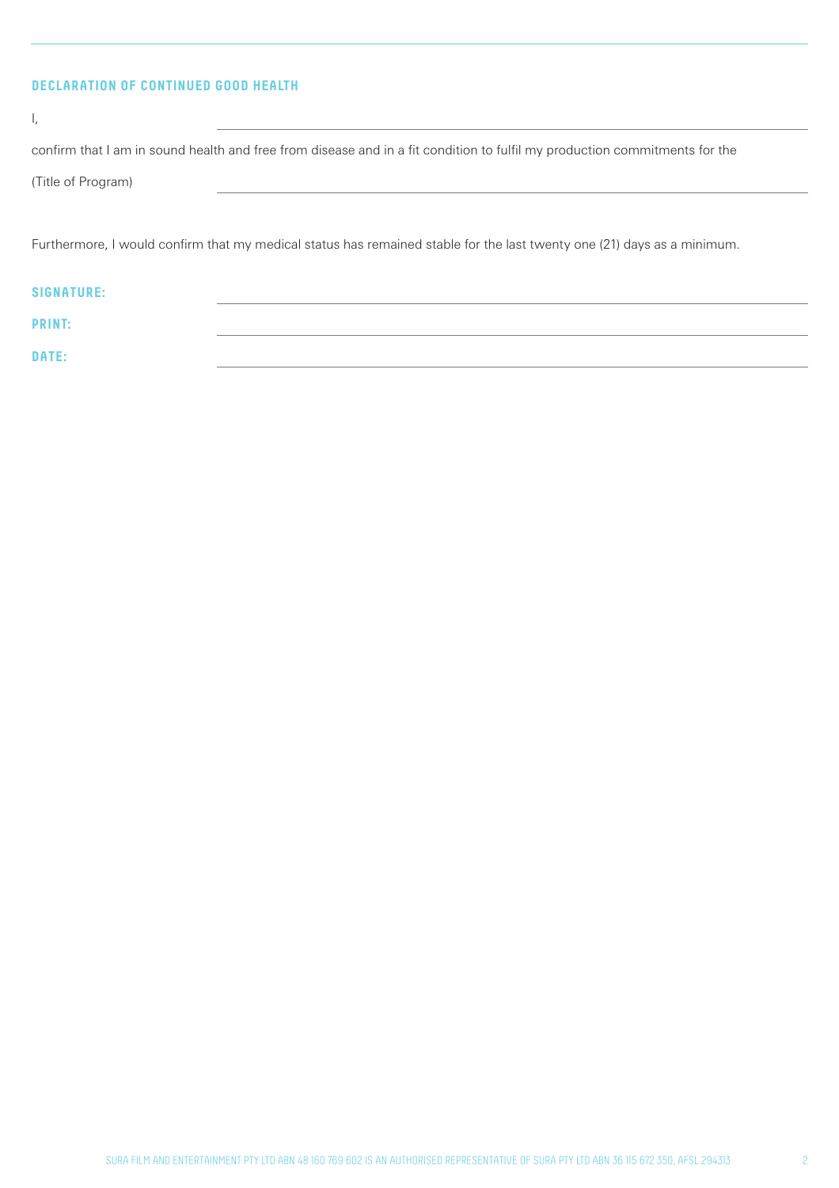## DECLARATION OF CONTINUED GOOD HEALTH

I, \_\_\_\_\_\_\_\_\_\_\_\_\_\_\_\_\_\_\_\_\_\_\_\_\_\_\_\_\_\_\_\_\_\_\_\_\_\_\_\_

confirm that I am in sound health and free from disease and in a fit condition to fulfil my production commitments for the

(Title of Program) \_\_\_\_\_\_\_\_\_\_\_\_\_\_\_\_\_\_\_\_\_\_\_\_\_\_\_\_\_\_\_\_\_\_\_\_\_\_\_\_

Furthermore, I would confirm that my medical status has remained stable for the last twenty one (21) days as a minimum.

**SIGNATURE:** \_\_\_\_\_\_\_\_\_\_\_\_\_\_\_\_\_\_\_\_\_\_\_\_\_\_\_\_\_\_\_\_\_\_\_\_\_\_\_\_

**PRINT:** \_\_\_\_\_\_\_\_\_\_\_\_\_\_\_\_\_\_\_\_\_\_\_\_\_\_\_\_\_\_\_\_\_\_\_\_\_\_\_\_

**DATE:** \_\_\_\_\_\_\_\_\_\_\_\_\_\_\_\_\_\_\_\_\_\_\_\_\_\_\_\_\_\_\_\_\_\_\_\_\_\_\_\_